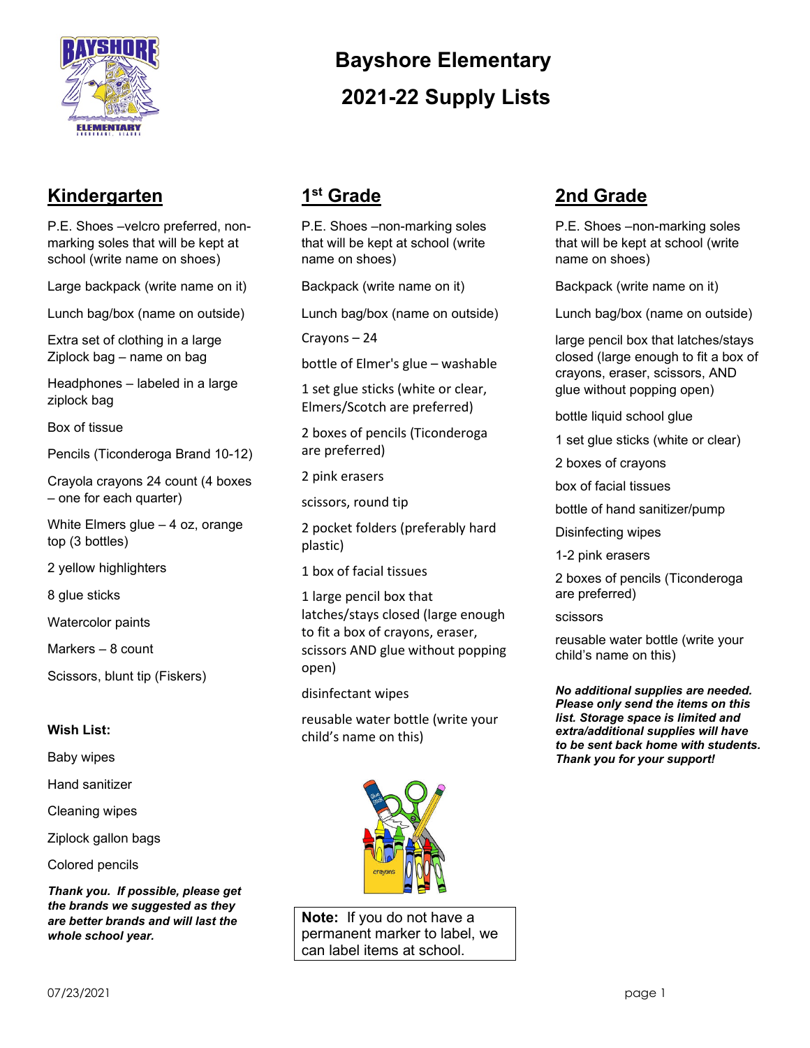# Bayshore Elementary

# 2021-22 Supply Lists

## Kindergarten

P.E. Shoes –velcro preferred, non-marking soles that will be kept at school (write name on shoes)

Large backpack (write name on it)

Lunch bag/box (name on outside)

Extra set of clothing in a large Ziplock bag – name on bag

Headphones – labeled in a large ziplock bag

Box of tissue

Pencils (Ticonderoga Brand 10-12)

Crayola crayons 24 count (4 boxes – one for each quarter)

White Elmers glue – 4 oz, orange top (3 bottles)

2 yellow highlighters

8 glue sticks

Watercolor paints

Markers – 8 count

Scissors, blunt tip (Fiskers)

**Wish List:**

Baby wipes

Hand sanitizer

Cleaning wipes

Ziplock gallon bags

Colored pencils

***Thank you. If possible, please get the brands we suggested as they are better brands and will last the whole school year.***

## 1st Grade

P.E. Shoes –non-marking soles that will be kept at school (write name on shoes)

Backpack (write name on it)

Lunch bag/box (name on outside)

Crayons – 24

bottle of Elmer's glue – washable

1 set glue sticks (white or clear, Elmers/Scotch are preferred)

2 boxes of pencils (Ticonderoga are preferred)

2 pink erasers

scissors, round tip

2 pocket folders (preferably hard plastic)

1 box of facial tissues

1 large pencil box that latches/stays closed (large enough to fit a box of crayons, eraser, scissors AND glue without popping open)

disinfectant wipes

reusable water bottle (write your child's name on this)

**Note:** If you do not have a permanent marker to label, we can label items at school.

## 2nd Grade

P.E. Shoes –non-marking soles that will be kept at school (write name on shoes)

Backpack (write name on it)

Lunch bag/box (name on outside)

large pencil box that latches/stays closed (large enough to fit a box of crayons, eraser, scissors, AND glue without popping open)

bottle liquid school glue

1 set glue sticks (white or clear)

2 boxes of crayons

box of facial tissues

bottle of hand sanitizer/pump

Disinfecting wipes

1-2 pink erasers

2 boxes of pencils (Ticonderoga are preferred)

scissors

reusable water bottle (write your child's name on this)

***No additional supplies are needed. Please only send the items on this list. Storage space is limited and extra/additional supplies will have to be sent back home with students. Thank you for your support!***

07/23/2021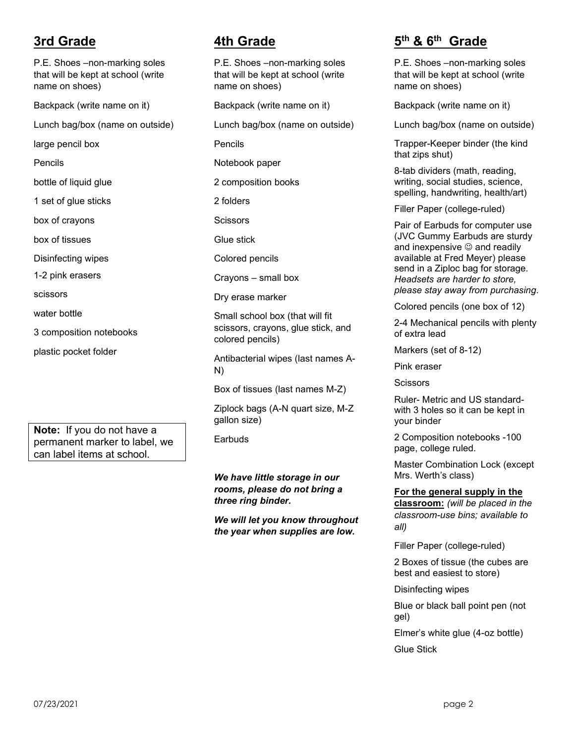## 3rd Grade

P.E. Shoes –non-marking soles that will be kept at school (write name on shoes)

Backpack (write name on it)

Lunch bag/box (name on outside)

large pencil box

Pencils

bottle of liquid glue

1 set of glue sticks

box of crayons

box of tissues

Disinfecting wipes

1-2 pink erasers

scissors

water bottle

3 composition notebooks

plastic pocket folder

**Note:** If you do not have a permanent marker to label, we can label items at school.

## 4th Grade

P.E. Shoes –non-marking soles that will be kept at school (write name on shoes)

Backpack (write name on it)

Lunch bag/box (name on outside)

Pencils

Notebook paper

2 composition books

2 folders

Scissors

Glue stick

Colored pencils

Crayons – small box

Dry erase marker

Small school box (that will fit scissors, crayons, glue stick, and colored pencils)

Antibacterial wipes (last names A-N)

Box of tissues (last names M-Z)

Ziplock bags (A-N quart size, M-Z gallon size)

Earbuds

***We have little storage in our rooms, please do not bring a three ring binder.***

***We will let you know throughout the year when supplies are low.***

## 5th & 6th Grade

P.E. Shoes –non-marking soles that will be kept at school (write name on shoes)

Backpack (write name on it)

Lunch bag/box (name on outside)

Trapper-Keeper binder (the kind that zips shut)

8-tab dividers (math, reading, writing, social studies, science, spelling, handwriting, health/art)

Filler Paper (college-ruled)

Pair of Earbuds for computer use (JVC Gummy Earbuds are sturdy and inexpensive ☺ and readily available at Fred Meyer) please send in a Ziploc bag for storage. *Headsets are harder to store, please stay away from purchasing*.

Colored pencils (one box of 12)

2-4 Mechanical pencils with plenty of extra lead

Markers (set of 8-12)

Pink eraser

Scissors

Ruler- Metric and US standard- with 3 holes so it can be kept in your binder

2 Composition notebooks -100 page, college ruled.

Master Combination Lock (except Mrs. Werth's class)

**For the general supply in the classroom:** *(will be placed in the classroom-use bins; available to all)*

Filler Paper (college-ruled)

2 Boxes of tissue (the cubes are best and easiest to store)

Disinfecting wipes

Blue or black ball point pen (not gel)

Elmer's white glue (4-oz bottle)

Glue Stick

07/23/2021